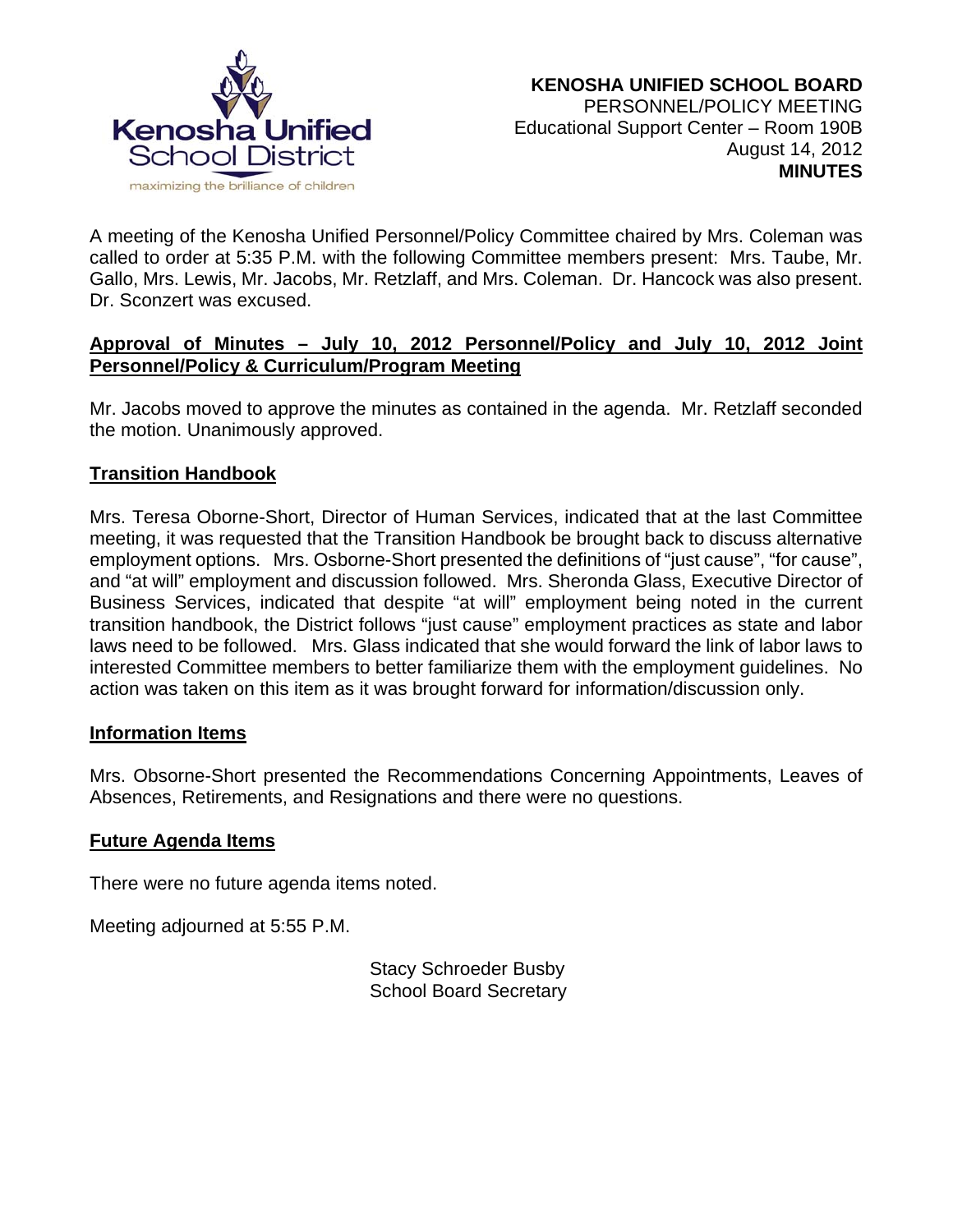**KENOSHA UNIFIED SCHOOL BOARD**
PERSONNEL/POLICY MEETING
Educational Support Center – Room 190B
August 14, 2012
**MINUTES**

A meeting of the Kenosha Unified Personnel/Policy Committee chaired by Mrs. Coleman was called to order at 5:35 P.M. with the following Committee members present: Mrs. Taube, Mr. Gallo, Mrs. Lewis, Mr. Jacobs, Mr. Retzlaff, and Mrs. Coleman. Dr. Hancock was also present. Dr. Sconzert was excused.

## Approval of Minutes – July 10, 2012 Personnel/Policy and July 10, 2012 Joint Personnel/Policy & Curriculum/Program Meeting

Mr. Jacobs moved to approve the minutes as contained in the agenda. Mr. Retzlaff seconded the motion. Unanimously approved.

## Transition Handbook

Mrs. Teresa Oborne-Short, Director of Human Services, indicated that at the last Committee meeting, it was requested that the Transition Handbook be brought back to discuss alternative employment options. Mrs. Osborne-Short presented the definitions of "just cause", "for cause", and "at will" employment and discussion followed. Mrs. Sheronda Glass, Executive Director of Business Services, indicated that despite "at will" employment being noted in the current transition handbook, the District follows "just cause" employment practices as state and labor laws need to be followed. Mrs. Glass indicated that she would forward the link of labor laws to interested Committee members to better familiarize them with the employment guidelines. No action was taken on this item as it was brought forward for information/discussion only.

## Information Items

Mrs. Obsorne-Short presented the Recommendations Concerning Appointments, Leaves of Absences, Retirements, and Resignations and there were no questions.

## Future Agenda Items

There were no future agenda items noted.

Meeting adjourned at 5:55 P.M.

Stacy Schroeder Busby
School Board Secretary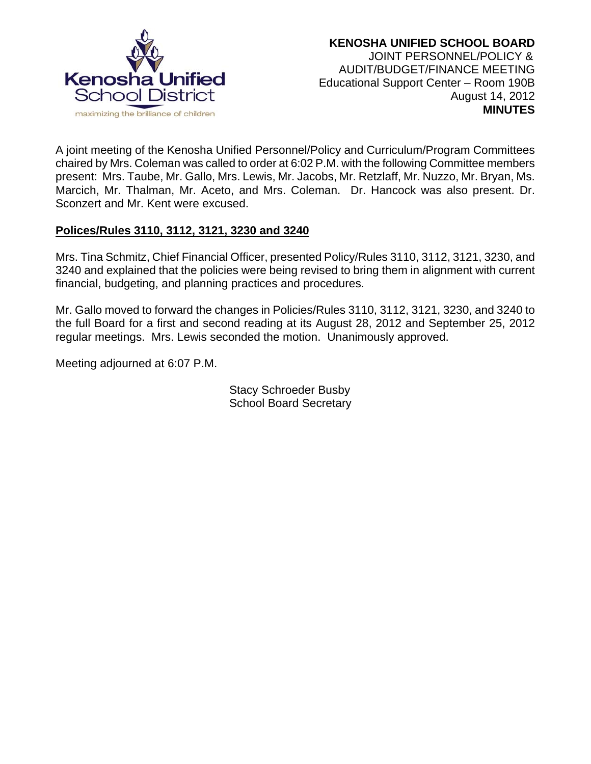**KENOSHA UNIFIED SCHOOL BOARD**
JOINT PERSONNEL/POLICY &
AUDIT/BUDGET/FINANCE MEETING
Educational Support Center – Room 190B
August 14, 2012
**MINUTES**

A joint meeting of the Kenosha Unified Personnel/Policy and Curriculum/Program Committees chaired by Mrs. Coleman was called to order at 6:02 P.M. with the following Committee members present: Mrs. Taube, Mr. Gallo, Mrs. Lewis, Mr. Jacobs, Mr. Retzlaff, Mr. Nuzzo, Mr. Bryan, Ms. Marcich, Mr. Thalman, Mr. Aceto, and Mrs. Coleman. Dr. Hancock was also present. Dr. Sconzert and Mr. Kent were excused.

**Polices/Rules 3110, 3112, 3121, 3230 and 3240**

Mrs. Tina Schmitz, Chief Financial Officer, presented Policy/Rules 3110, 3112, 3121, 3230, and 3240 and explained that the policies were being revised to bring them in alignment with current financial, budgeting, and planning practices and procedures.

Mr. Gallo moved to forward the changes in Policies/Rules 3110, 3112, 3121, 3230, and 3240 to the full Board for a first and second reading at its August 28, 2012 and September 25, 2012 regular meetings. Mrs. Lewis seconded the motion. Unanimously approved.

Meeting adjourned at 6:07 P.M.

Stacy Schroeder Busby
School Board Secretary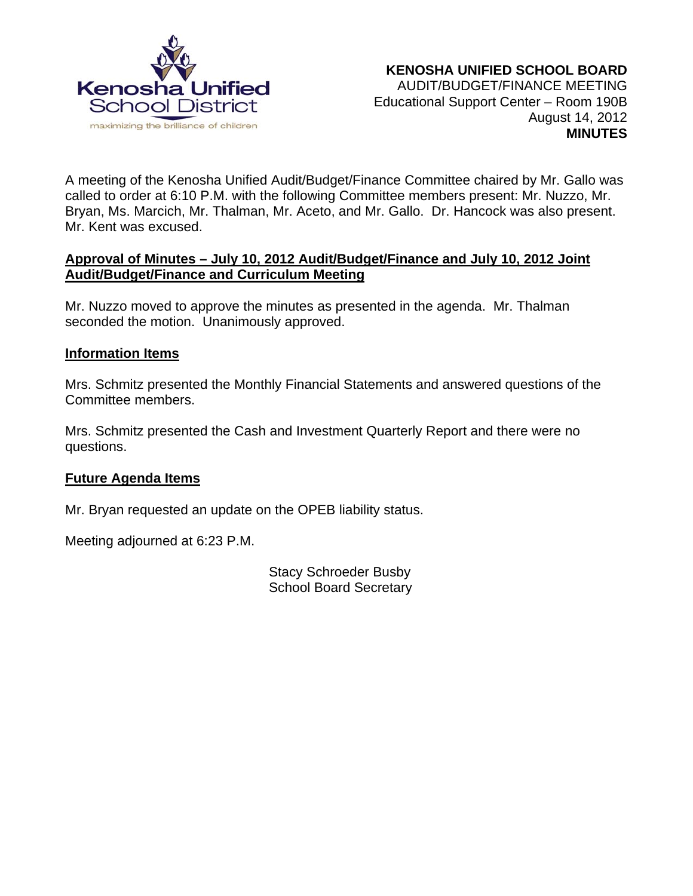Kenosha Unified School District
maximizing the brilliance of children

**KENOSHA UNIFIED SCHOOL BOARD**
AUDIT/BUDGET/FINANCE MEETING
Educational Support Center – Room 190B
August 14, 2012
**MINUTES**

A meeting of the Kenosha Unified Audit/Budget/Finance Committee chaired by Mr. Gallo was called to order at 6:10 P.M. with the following Committee members present: Mr. Nuzzo, Mr. Bryan, Ms. Marcich, Mr. Thalman, Mr. Aceto, and Mr. Gallo. Dr. Hancock was also present. Mr. Kent was excused.

**Approval of Minutes – July 10, 2012 Audit/Budget/Finance and July 10, 2012 Joint Audit/Budget/Finance and Curriculum Meeting**

Mr. Nuzzo moved to approve the minutes as presented in the agenda. Mr. Thalman seconded the motion. Unanimously approved.

**Information Items**

Mrs. Schmitz presented the Monthly Financial Statements and answered questions of the Committee members.

Mrs. Schmitz presented the Cash and Investment Quarterly Report and there were no questions.

**Future Agenda Items**

Mr. Bryan requested an update on the OPEB liability status.

Meeting adjourned at 6:23 P.M.

Stacy Schroeder Busby
School Board Secretary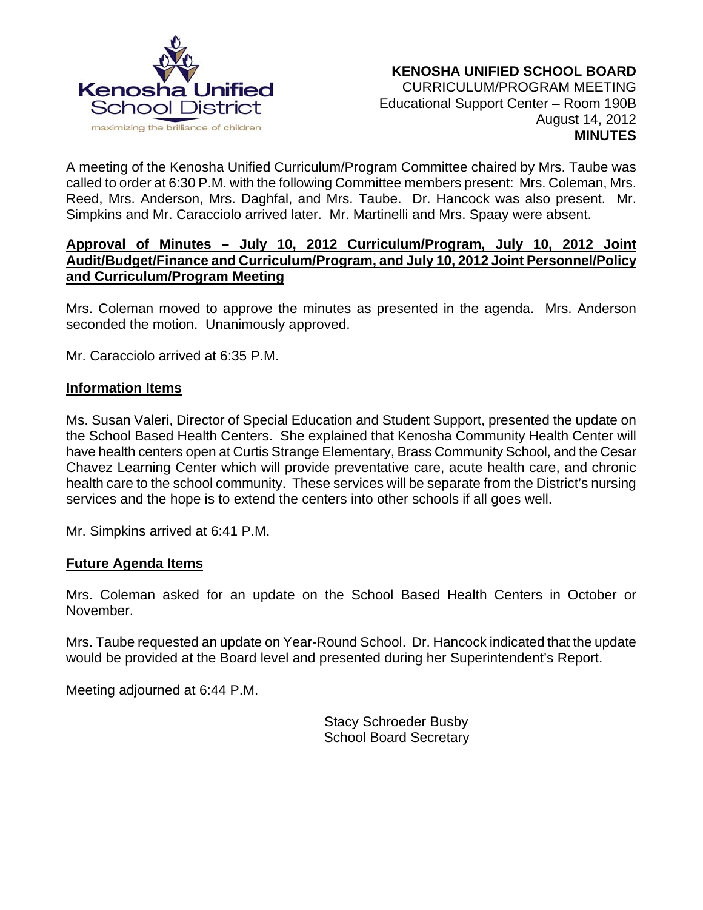Kenosha Unified School District

maximizing the brilliance of children

**KENOSHA UNIFIED SCHOOL BOARD**
CURRICULUM/PROGRAM MEETING
Educational Support Center – Room 190B
August 14, 2012
**MINUTES**

A meeting of the Kenosha Unified Curriculum/Program Committee chaired by Mrs. Taube was called to order at 6:30 P.M. with the following Committee members present: Mrs. Coleman, Mrs. Reed, Mrs. Anderson, Mrs. Daghfal, and Mrs. Taube. Dr. Hancock was also present. Mr. Simpkins and Mr. Caracciolo arrived later. Mr. Martinelli and Mrs. Spaay were absent.

**Approval of Minutes – July 10, 2012 Curriculum/Program, July 10, 2012 Joint Audit/Budget/Finance and Curriculum/Program, and July 10, 2012 Joint Personnel/Policy and Curriculum/Program Meeting**

Mrs. Coleman moved to approve the minutes as presented in the agenda. Mrs. Anderson seconded the motion. Unanimously approved.

Mr. Caracciolo arrived at 6:35 P.M.

**Information Items**

Ms. Susan Valeri, Director of Special Education and Student Support, presented the update on the School Based Health Centers. She explained that Kenosha Community Health Center will have health centers open at Curtis Strange Elementary, Brass Community School, and the Cesar Chavez Learning Center which will provide preventative care, acute health care, and chronic health care to the school community. These services will be separate from the District's nursing services and the hope is to extend the centers into other schools if all goes well.

Mr. Simpkins arrived at 6:41 P.M.

**Future Agenda Items**

Mrs. Coleman asked for an update on the School Based Health Centers in October or November.

Mrs. Taube requested an update on Year-Round School. Dr. Hancock indicated that the update would be provided at the Board level and presented during her Superintendent's Report.

Meeting adjourned at 6:44 P.M.

Stacy Schroeder Busby
School Board Secretary